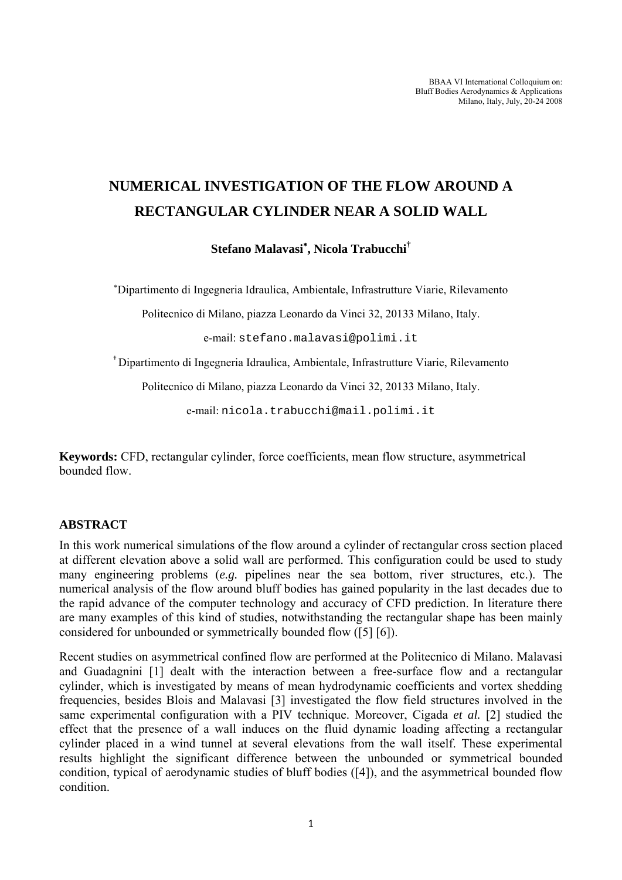# NUMERICAL INVESTIGATION OF THE FLOW AROUND A RECTANGULAR CYLINDER NEAR A SOLID WALL

**Stefano Malavasi[*], Nicola Trabucchi[†]**

[*] Dipartimento di Ingegneria Idraulica, Ambientale, Infrastrutture Viarie, Rilevamento

Politecnico di Milano, piazza Leonardo da Vinci 32, 20133 Milano, Italy.

e-mail: stefano.malavasi@polimi.it

[†] Dipartimento di Ingegneria Idraulica, Ambientale, Infrastrutture Viarie, Rilevamento

Politecnico di Milano, piazza Leonardo da Vinci 32, 20133 Milano, Italy.

e-mail: nicola.trabucchi@mail.polimi.it

**Keywords:** CFD, rectangular cylinder, force coefficients, mean flow structure, asymmetrical bounded flow.

## ABSTRACT

In this work numerical simulations of the flow around a cylinder of rectangular cross section placed at different elevation above a solid wall are performed. This configuration could be used to study many engineering problems (*e.g.* pipelines near the sea bottom, river structures, etc.). The numerical analysis of the flow around bluff bodies has gained popularity in the last decades due to the rapid advance of the computer technology and accuracy of CFD prediction. In literature there are many examples of this kind of studies, notwithstanding the rectangular shape has been mainly considered for unbounded or symmetrically bounded flow ([5] [6]).

Recent studies on asymmetrical confined flow are performed at the Politecnico di Milano. Malavasi and Guadagnini [1] dealt with the interaction between a free-surface flow and a rectangular cylinder, which is investigated by means of mean hydrodynamic coefficients and vortex shedding frequencies, besides Blois and Malavasi [3] investigated the flow field structures involved in the same experimental configuration with a PIV technique. Moreover, Cigada *et al.* [2] studied the effect that the presence of a wall induces on the fluid dynamic loading affecting a rectangular cylinder placed in a wind tunnel at several elevations from the wall itself. These experimental results highlight the significant difference between the unbounded or symmetrical bounded condition, typical of aerodynamic studies of bluff bodies ([4]), and the asymmetrical bounded flow condition.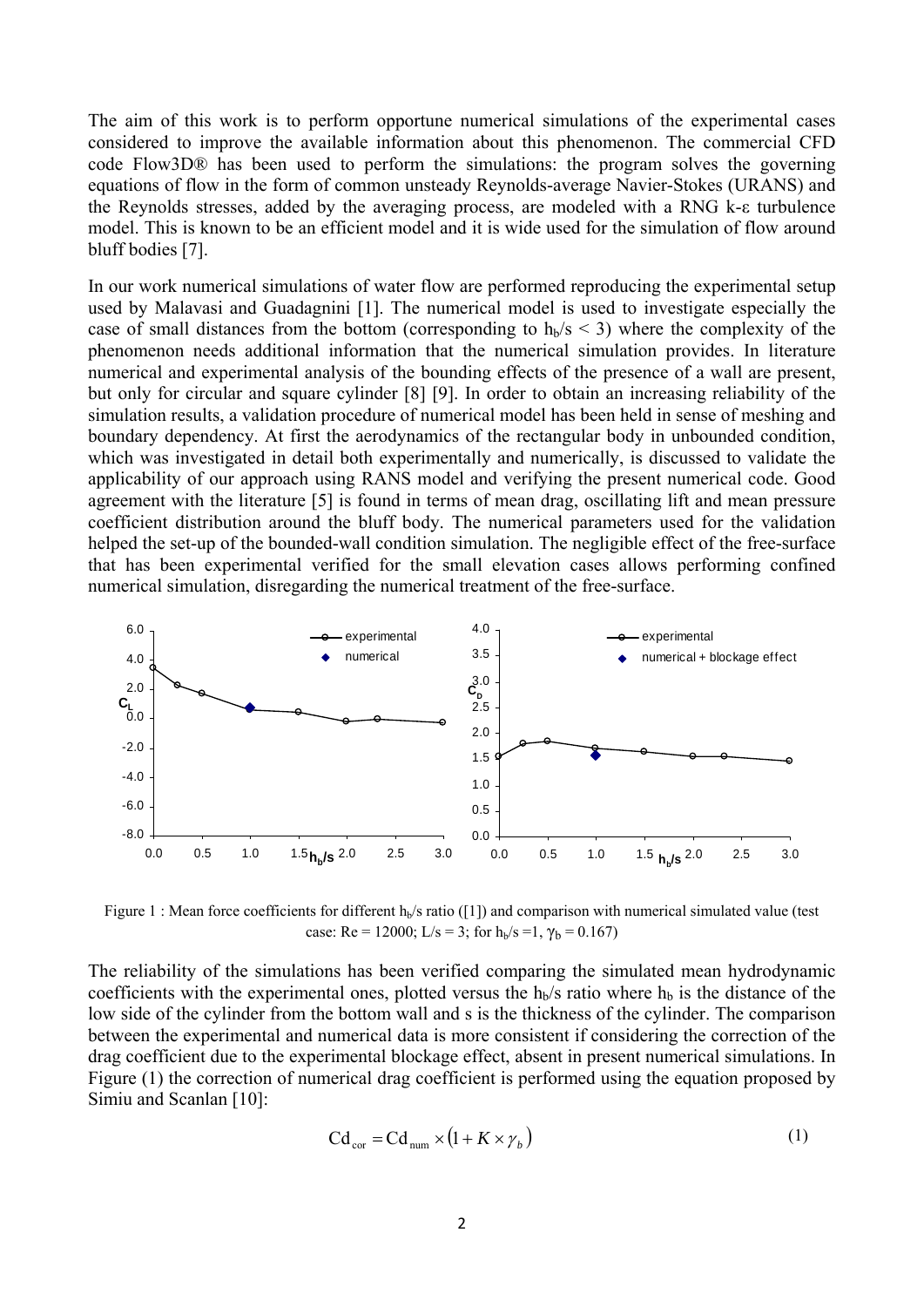The aim of this work is to perform opportune numerical simulations of the experimental cases considered to improve the available information about this phenomenon. The commercial CFD code Flow3D® has been used to perform the simulations: the program solves the governing equations of flow in the form of common unsteady Reynolds-average Navier-Stokes (URANS) and the Reynolds stresses, added by the averaging process, are modeled with a RNG k-ε turbulence model. This is known to be an efficient model and it is wide used for the simulation of flow around bluff bodies [7].

In our work numerical simulations of water flow are performed reproducing the experimental setup used by Malavasi and Guadagnini [1]. The numerical model is used to investigate especially the case of small distances from the bottom (corresponding to $h_b/s < 3$) where the complexity of the phenomenon needs additional information that the numerical simulation provides. In literature numerical and experimental analysis of the bounding effects of the presence of a wall are present, but only for circular and square cylinder [8] [9]. In order to obtain an increasing reliability of the simulation results, a validation procedure of numerical model has been held in sense of meshing and boundary dependency. At first the aerodynamics of the rectangular body in unbounded condition, which was investigated in detail both experimentally and numerically, is discussed to validate the applicability of our approach using RANS model and verifying the present numerical code. Good agreement with the literature [5] is found in terms of mean drag, oscillating lift and mean pressure coefficient distribution around the bluff body. The numerical parameters used for the validation helped the set-up of the bounded-wall condition simulation. The negligible effect of the free-surface that has been experimental verified for the small elevation cases allows performing confined numerical simulation, disregarding the numerical treatment of the free-surface.

Figure 1 : Mean force coefficients for different $h_b/s$ ratio ([1]) and comparison with numerical simulated value (test case: Re = 12000; L/s = 3; for $h_b/s = 1$, $\gamma_b = 0.167$)

The reliability of the simulations has been verified comparing the simulated mean hydrodynamic coefficients with the experimental ones, plotted versus the $h_b/s$ ratio where $h_b$ is the distance of the low side of the cylinder from the bottom wall and s is the thickness of the cylinder. The comparison between the experimental and numerical data is more consistent if considering the correction of the drag coefficient due to the experimental blockage effect, absent in present numerical simulations. In Figure (1) the correction of numerical drag coefficient is performed using the equation proposed by Simiu and Scanlan [10]:

$$\mathrm{Cd}_{\mathrm{cor}} = \mathrm{Cd}_{\mathrm{num}} \times \left(1 + K \times \gamma_b\right) \tag{1}$$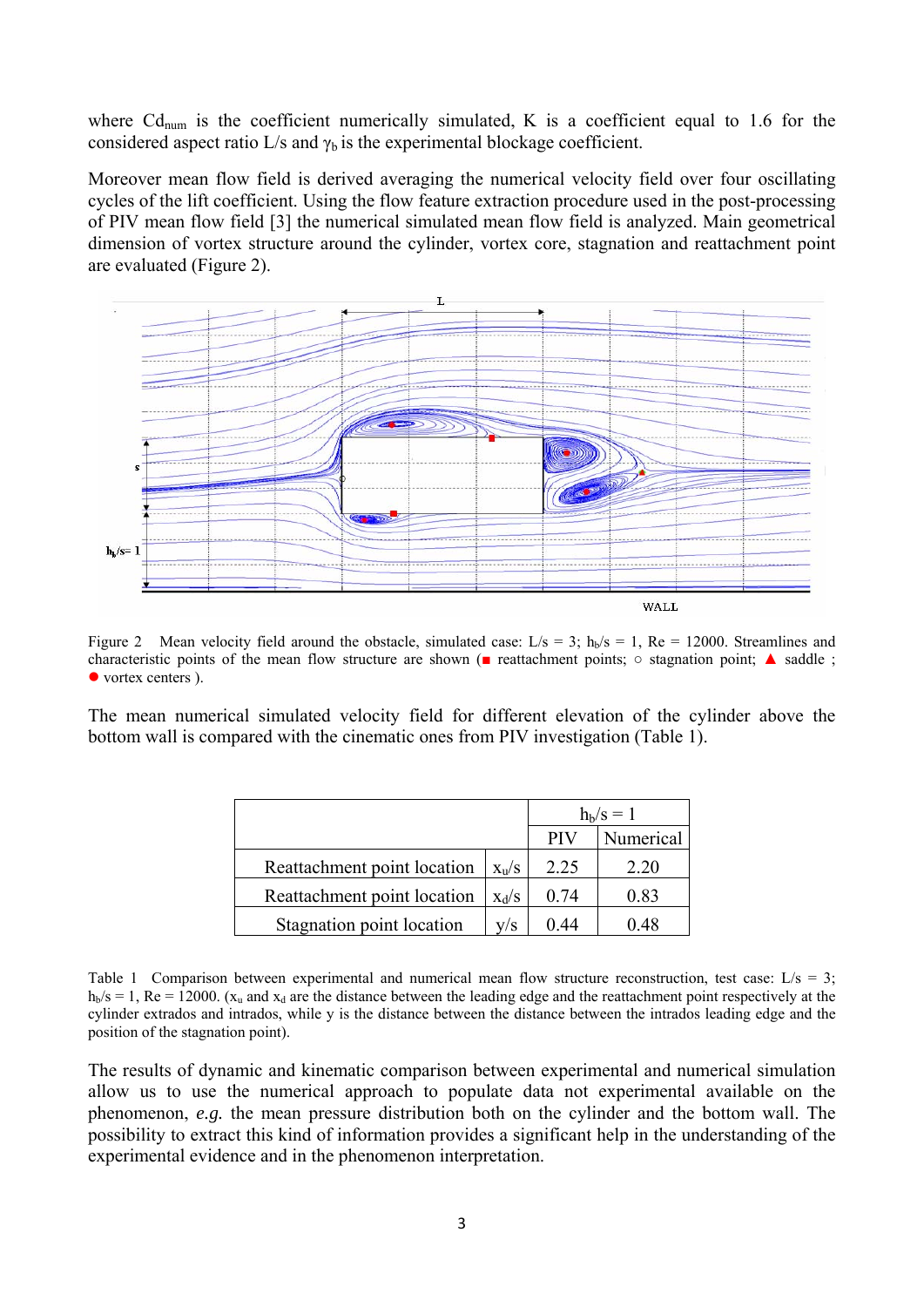where $Cd_{num}$ is the coefficient numerically simulated, K is a coefficient equal to 1.6 for the considered aspect ratio L/s and $\gamma_b$ is the experimental blockage coefficient.

Moreover mean flow field is derived averaging the numerical velocity field over four oscillating cycles of the lift coefficient. Using the flow feature extraction procedure used in the post-processing of PIV mean flow field [3] the numerical simulated mean flow field is analyzed. Main geometrical dimension of vortex structure around the cylinder, vortex core, stagnation and reattachment point are evaluated (Figure 2).

Figure 2 Mean velocity field around the obstacle, simulated case: L/s = 3; $h_b/s$ = 1, Re = 12000. Streamlines and characteristic points of the mean flow structure are shown (■ reattachment points; ○ stagnation point; ▲ saddle ; ● vortex centers ).

The mean numerical simulated velocity field for different elevation of the cylinder above the bottom wall is compared with the cinematic ones from PIV investigation (Table 1).

| | | $h_b/s$ = 1 | |
|---|---|---|---|
| | | PIV | Numerical |
| Reattachment point location | $x_u/s$ | 2.25 | 2.20 |
| Reattachment point location | $x_d/s$ | 0.74 | 0.83 |
| Stagnation point location | y/s | 0.44 | 0.48 |

Table 1 Comparison between experimental and numerical mean flow structure reconstruction, test case: L/s = 3; $h_b/s$ = 1, Re = 12000. ($x_u$ and $x_d$ are the distance between the leading edge and the reattachment point respectively at the cylinder extrados and intrados, while y is the distance between the distance between the intrados leading edge and the position of the stagnation point).

The results of dynamic and kinematic comparison between experimental and numerical simulation allow us to use the numerical approach to populate data not experimental available on the phenomenon, *e.g.* the mean pressure distribution both on the cylinder and the bottom wall. The possibility to extract this kind of information provides a significant help in the understanding of the experimental evidence and in the phenomenon interpretation.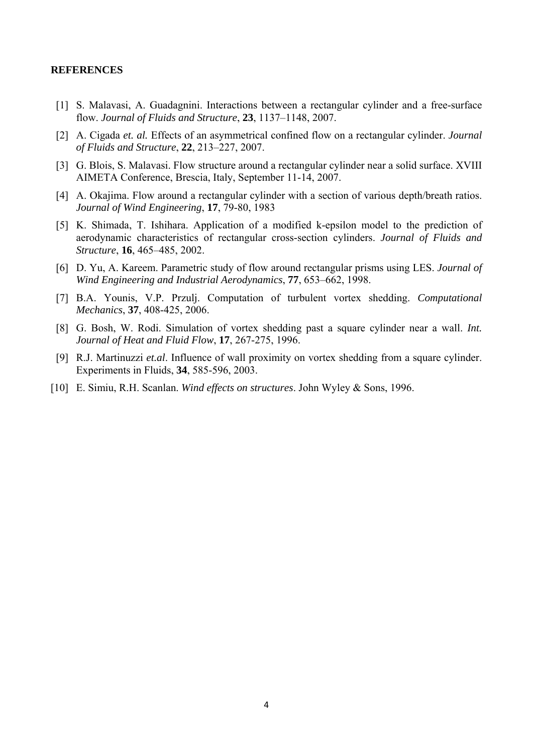**REFERENCES**

[1] S. Malavasi, A. Guadagnini. Interactions between a rectangular cylinder and a free-surface flow. *Journal of Fluids and Structure*, **23**, 1137–1148, 2007.

[2] A. Cigada *et. al.* Effects of an asymmetrical confined flow on a rectangular cylinder. *Journal of Fluids and Structure*, **22**, 213–227, 2007.

[3] G. Blois, S. Malavasi. Flow structure around a rectangular cylinder near a solid surface. XVIII AIMETA Conference, Brescia, Italy, September 11-14, 2007.

[4] A. Okajima. Flow around a rectangular cylinder with a section of various depth/breath ratios. *Journal of Wind Engineering*, **17**, 79-80, 1983

[5] K. Shimada, T. Ishihara. Application of a modified k-epsilon model to the prediction of aerodynamic characteristics of rectangular cross-section cylinders. *Journal of Fluids and Structure*, **16**, 465–485, 2002.

[6] D. Yu, A. Kareem. Parametric study of flow around rectangular prisms using LES. *Journal of Wind Engineering and Industrial Aerodynamics*, **77**, 653–662, 1998.

[7] B.A. Younis, V.P. Przulj. Computation of turbulent vortex shedding. *Computational Mechanics*, **37**, 408-425, 2006.

[8] G. Bosh, W. Rodi. Simulation of vortex shedding past a square cylinder near a wall. *Int. Journal of Heat and Fluid Flow*, **17**, 267-275, 1996.

[9] R.J. Martinuzzi *et.al*. Influence of wall proximity on vortex shedding from a square cylinder. Experiments in Fluids, **34**, 585-596, 2003.

[10] E. Simiu, R.H. Scanlan. *Wind effects on structures*. John Wyley & Sons, 1996.